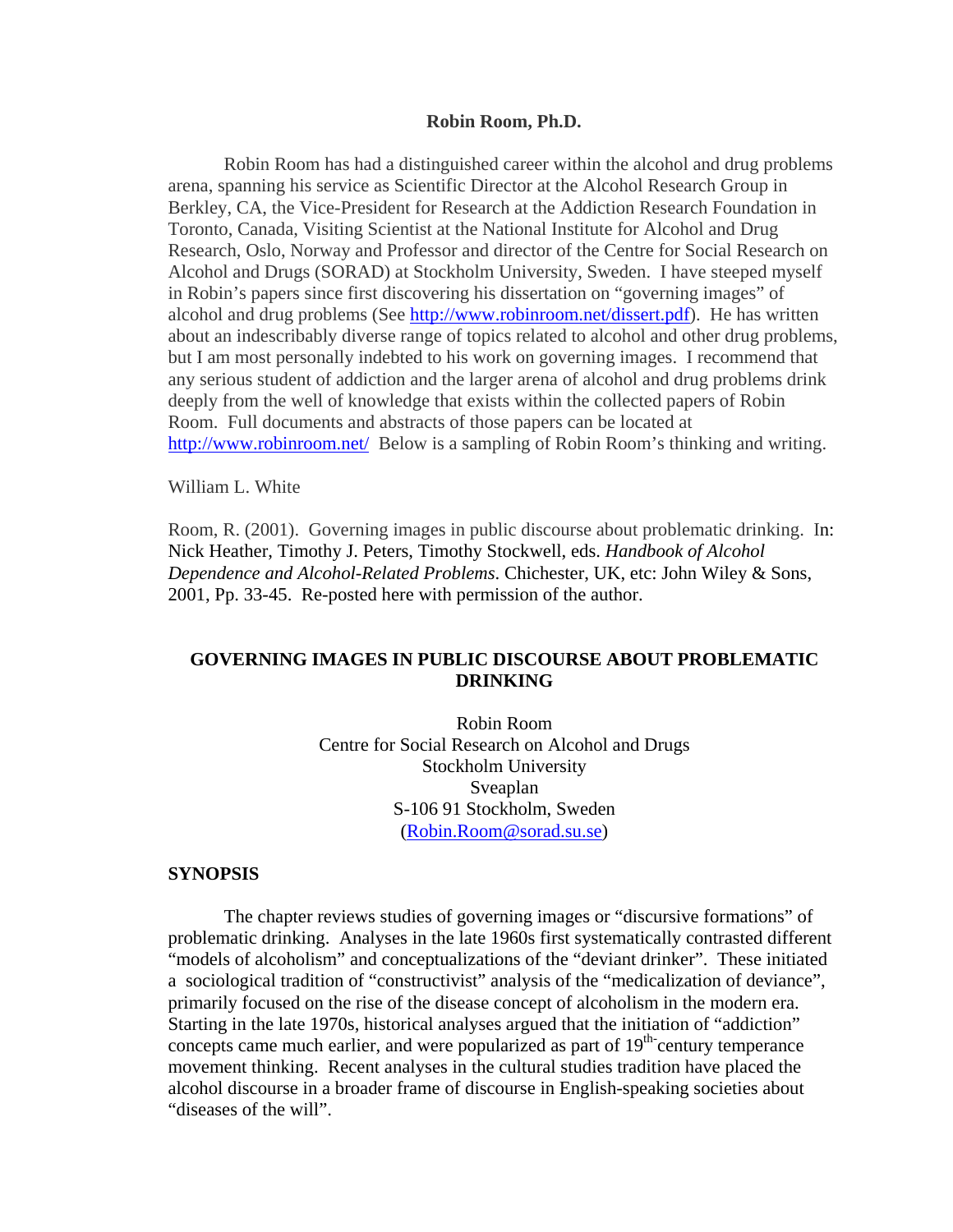**Robin Room, Ph.D.**

Robin Room has had a distinguished career within the alcohol and drug problems arena, spanning his service as Scientific Director at the Alcohol Research Group in Berkley, CA, the Vice-President for Research at the Addiction Research Foundation in Toronto, Canada, Visiting Scientist at the National Institute for Alcohol and Drug Research, Oslo, Norway and Professor and director of the Centre for Social Research on Alcohol and Drugs (SORAD) at Stockholm University, Sweden. I have steeped myself in Robin's papers since first discovering his dissertation on "governing images" of alcohol and drug problems (See http://www.robinroom.net/dissert.pdf). He has written about an indescribably diverse range of topics related to alcohol and other drug problems, but I am most personally indebted to his work on governing images. I recommend that any serious student of addiction and the larger arena of alcohol and drug problems drink deeply from the well of knowledge that exists within the collected papers of Robin Room. Full documents and abstracts of those papers can be located at http://www.robinroom.net/ Below is a sampling of Robin Room's thinking and writing.

William L. White

Room, R. (2001). Governing images in public discourse about problematic drinking. In: Nick Heather, Timothy J. Peters, Timothy Stockwell, eds. *Handbook of Alcohol Dependence and Alcohol-Related Problems*. Chichester, UK, etc: John Wiley & Sons, 2001, Pp. 33-45. Re-posted here with permission of the author.

# GOVERNING IMAGES IN PUBLIC DISCOURSE ABOUT PROBLEMATIC DRINKING

Robin Room
Centre for Social Research on Alcohol and Drugs
Stockholm University
Sveaplan
S-106 91 Stockholm, Sweden
(Robin.Room@sorad.su.se)

## SYNOPSIS

The chapter reviews studies of governing images or "discursive formations" of problematic drinking. Analyses in the late 1960s first systematically contrasted different "models of alcoholism" and conceptualizations of the "deviant drinker". These initiated a sociological tradition of "constructivist" analysis of the "medicalization of deviance", primarily focused on the rise of the disease concept of alcoholism in the modern era. Starting in the late 1970s, historical analyses argued that the initiation of "addiction" concepts came much earlier, and were popularized as part of 19th-century temperance movement thinking. Recent analyses in the cultural studies tradition have placed the alcohol discourse in a broader frame of discourse in English-speaking societies about "diseases of the will".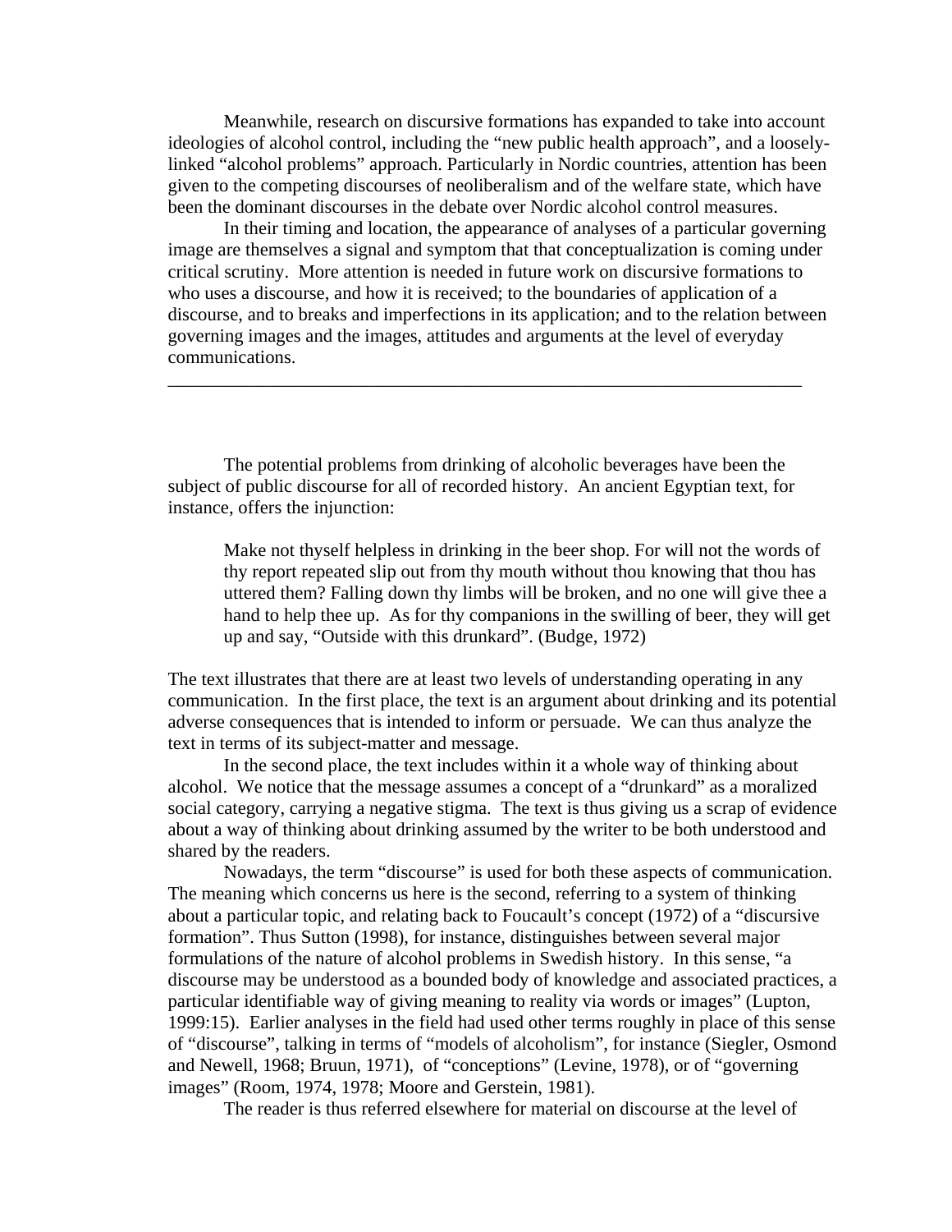Meanwhile, research on discursive formations has expanded to take into account ideologies of alcohol control, including the "new public health approach", and a loosely-linked "alcohol problems" approach. Particularly in Nordic countries, attention has been given to the competing discourses of neoliberalism and of the welfare state, which have been the dominant discourses in the debate over Nordic alcohol control measures.

In their timing and location, the appearance of analyses of a particular governing image are themselves a signal and symptom that that conceptualization is coming under critical scrutiny. More attention is needed in future work on discursive formations to who uses a discourse, and how it is received; to the boundaries of application of a discourse, and to breaks and imperfections in its application; and to the relation between governing images and the images, attitudes and arguments at the level of everyday communications.

---

The potential problems from drinking of alcoholic beverages have been the subject of public discourse for all of recorded history. An ancient Egyptian text, for instance, offers the injunction:

> Make not thyself helpless in drinking in the beer shop. For will not the words of thy report repeated slip out from thy mouth without thou knowing that thou has uttered them? Falling down thy limbs will be broken, and no one will give thee a hand to help thee up. As for thy companions in the swilling of beer, they will get up and say, "Outside with this drunkard". (Budge, 1972)

The text illustrates that there are at least two levels of understanding operating in any communication. In the first place, the text is an argument about drinking and its potential adverse consequences that is intended to inform or persuade. We can thus analyze the text in terms of its subject-matter and message.

In the second place, the text includes within it a whole way of thinking about alcohol. We notice that the message assumes a concept of a "drunkard" as a moralized social category, carrying a negative stigma. The text is thus giving us a scrap of evidence about a way of thinking about drinking assumed by the writer to be both understood and shared by the readers.

Nowadays, the term "discourse" is used for both these aspects of communication. The meaning which concerns us here is the second, referring to a system of thinking about a particular topic, and relating back to Foucault's concept (1972) of a "discursive formation". Thus Sutton (1998), for instance, distinguishes between several major formulations of the nature of alcohol problems in Swedish history. In this sense, "a discourse may be understood as a bounded body of knowledge and associated practices, a particular identifiable way of giving meaning to reality via words or images" (Lupton, 1999:15). Earlier analyses in the field had used other terms roughly in place of this sense of "discourse", talking in terms of "models of alcoholism", for instance (Siegler, Osmond and Newell, 1968; Bruun, 1971), of "conceptions" (Levine, 1978), or of "governing images" (Room, 1974, 1978; Moore and Gerstein, 1981).

The reader is thus referred elsewhere for material on discourse at the level of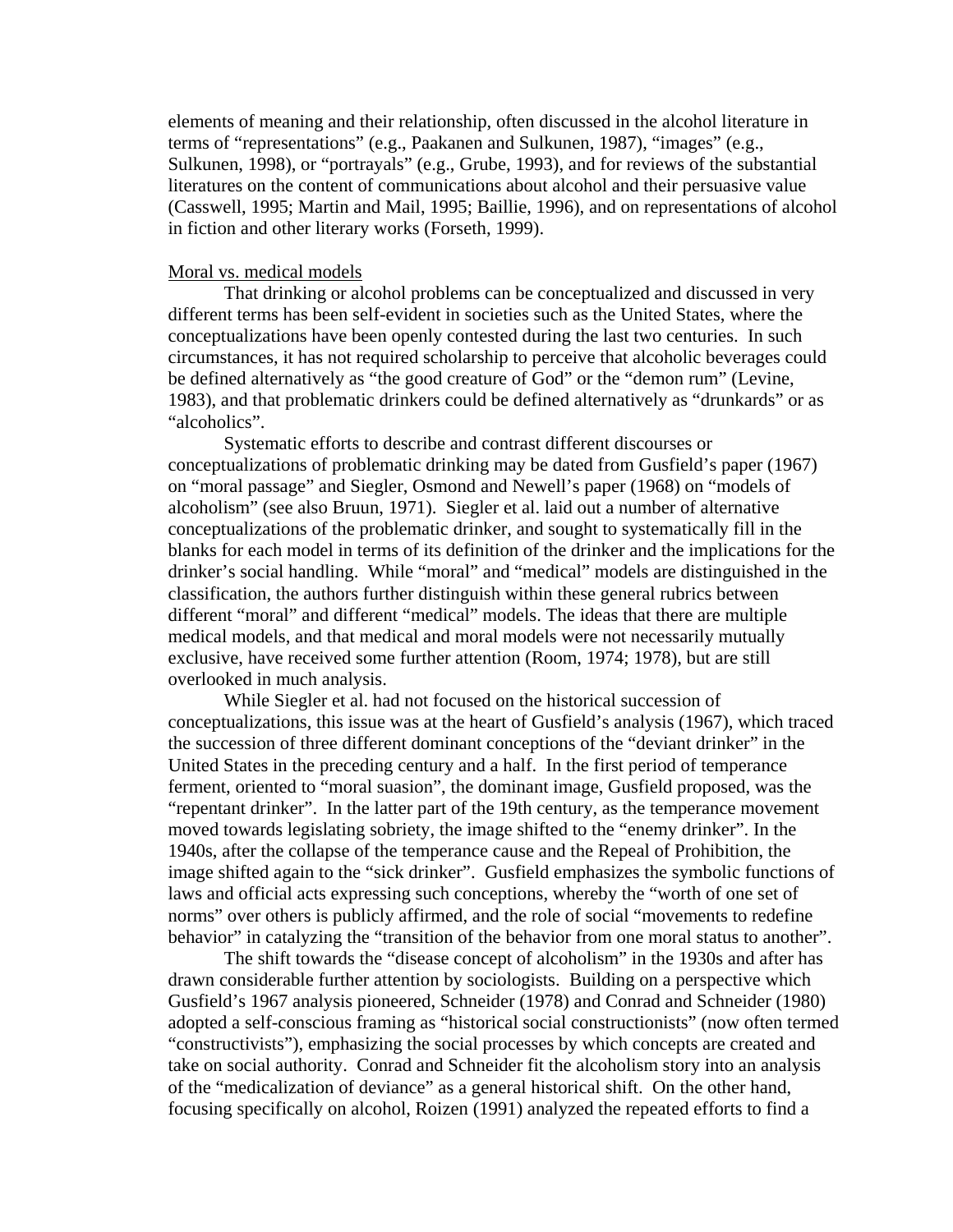elements of meaning and their relationship, often discussed in the alcohol literature in terms of "representations" (e.g., Paakanen and Sulkunen, 1987), "images" (e.g., Sulkunen, 1998), or "portrayals" (e.g., Grube, 1993), and for reviews of the substantial literatures on the content of communications about alcohol and their persuasive value (Casswell, 1995; Martin and Mail, 1995; Baillie, 1996), and on representations of alcohol in fiction and other literary works (Forseth, 1999).

Moral vs. medical models

That drinking or alcohol problems can be conceptualized and discussed in very different terms has been self-evident in societies such as the United States, where the conceptualizations have been openly contested during the last two centuries. In such circumstances, it has not required scholarship to perceive that alcoholic beverages could be defined alternatively as "the good creature of God" or the "demon rum" (Levine, 1983), and that problematic drinkers could be defined alternatively as "drunkards" or as "alcoholics".

Systematic efforts to describe and contrast different discourses or conceptualizations of problematic drinking may be dated from Gusfield's paper (1967) on "moral passage" and Siegler, Osmond and Newell's paper (1968) on "models of alcoholism" (see also Bruun, 1971). Siegler et al. laid out a number of alternative conceptualizations of the problematic drinker, and sought to systematically fill in the blanks for each model in terms of its definition of the drinker and the implications for the drinker's social handling. While "moral" and "medical" models are distinguished in the classification, the authors further distinguish within these general rubrics between different "moral" and different "medical" models. The ideas that there are multiple medical models, and that medical and moral models were not necessarily mutually exclusive, have received some further attention (Room, 1974; 1978), but are still overlooked in much analysis.

While Siegler et al. had not focused on the historical succession of conceptualizations, this issue was at the heart of Gusfield's analysis (1967), which traced the succession of three different dominant conceptions of the "deviant drinker" in the United States in the preceding century and a half. In the first period of temperance ferment, oriented to "moral suasion", the dominant image, Gusfield proposed, was the "repentant drinker". In the latter part of the 19th century, as the temperance movement moved towards legislating sobriety, the image shifted to the "enemy drinker". In the 1940s, after the collapse of the temperance cause and the Repeal of Prohibition, the image shifted again to the "sick drinker". Gusfield emphasizes the symbolic functions of laws and official acts expressing such conceptions, whereby the "worth of one set of norms" over others is publicly affirmed, and the role of social "movements to redefine behavior" in catalyzing the "transition of the behavior from one moral status to another".

The shift towards the "disease concept of alcoholism" in the 1930s and after has drawn considerable further attention by sociologists. Building on a perspective which Gusfield's 1967 analysis pioneered, Schneider (1978) and Conrad and Schneider (1980) adopted a self-conscious framing as "historical social constructionists" (now often termed "constructivists"), emphasizing the social processes by which concepts are created and take on social authority. Conrad and Schneider fit the alcoholism story into an analysis of the "medicalization of deviance" as a general historical shift. On the other hand, focusing specifically on alcohol, Roizen (1991) analyzed the repeated efforts to find a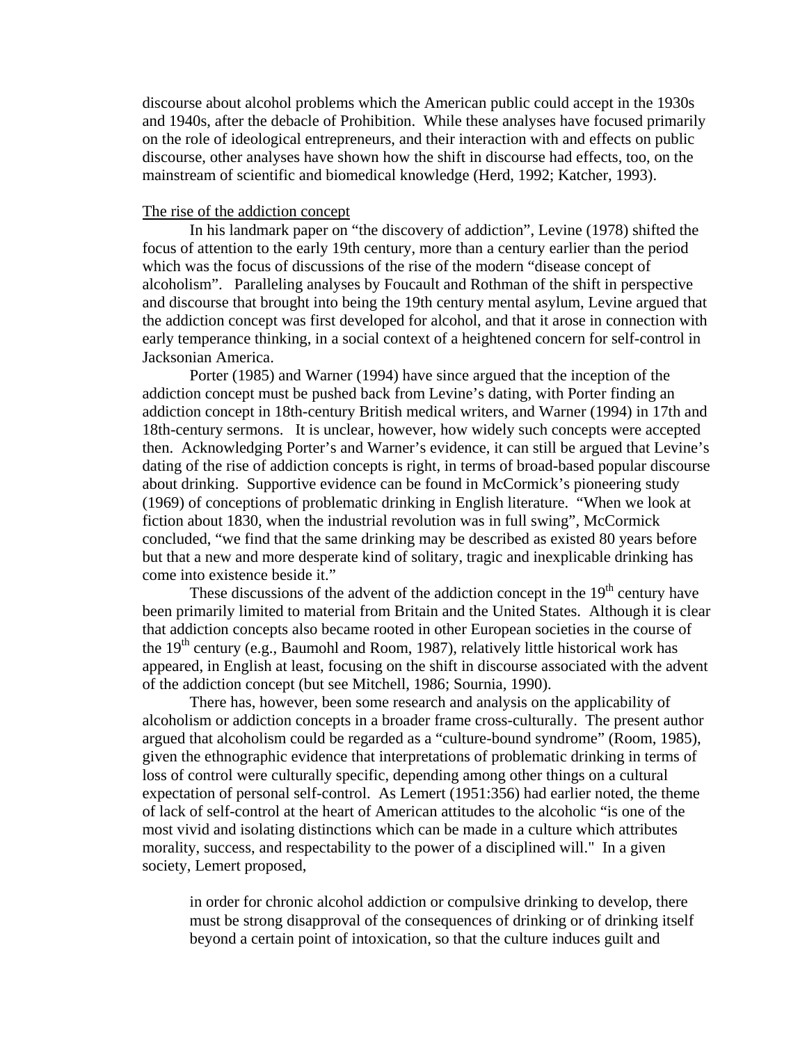discourse about alcohol problems which the American public could accept in the 1930s and 1940s, after the debacle of Prohibition. While these analyses have focused primarily on the role of ideological entrepreneurs, and their interaction with and effects on public discourse, other analyses have shown how the shift in discourse had effects, too, on the mainstream of scientific and biomedical knowledge (Herd, 1992; Katcher, 1993).

<u>The rise of the addiction concept</u>

In his landmark paper on "the discovery of addiction", Levine (1978) shifted the focus of attention to the early 19th century, more than a century earlier than the period which was the focus of discussions of the rise of the modern "disease concept of alcoholism". Paralleling analyses by Foucault and Rothman of the shift in perspective and discourse that brought into being the 19th century mental asylum, Levine argued that the addiction concept was first developed for alcohol, and that it arose in connection with early temperance thinking, in a social context of a heightened concern for self-control in Jacksonian America.

Porter (1985) and Warner (1994) have since argued that the inception of the addiction concept must be pushed back from Levine's dating, with Porter finding an addiction concept in 18th-century British medical writers, and Warner (1994) in 17th and 18th-century sermons. It is unclear, however, how widely such concepts were accepted then. Acknowledging Porter's and Warner's evidence, it can still be argued that Levine's dating of the rise of addiction concepts is right, in terms of broad-based popular discourse about drinking. Supportive evidence can be found in McCormick's pioneering study (1969) of conceptions of problematic drinking in English literature. "When we look at fiction about 1830, when the industrial revolution was in full swing", McCormick concluded, "we find that the same drinking may be described as existed 80 years before but that a new and more desperate kind of solitary, tragic and inexplicable drinking has come into existence beside it."

These discussions of the advent of the addiction concept in the 19th century have been primarily limited to material from Britain and the United States. Although it is clear that addiction concepts also became rooted in other European societies in the course of the 19th century (e.g., Baumohl and Room, 1987), relatively little historical work has appeared, in English at least, focusing on the shift in discourse associated with the advent of the addiction concept (but see Mitchell, 1986; Sournia, 1990).

There has, however, been some research and analysis on the applicability of alcoholism or addiction concepts in a broader frame cross-culturally. The present author argued that alcoholism could be regarded as a "culture-bound syndrome" (Room, 1985), given the ethnographic evidence that interpretations of problematic drinking in terms of loss of control were culturally specific, depending among other things on a cultural expectation of personal self-control. As Lemert (1951:356) had earlier noted, the theme of lack of self-control at the heart of American attitudes to the alcoholic "is one of the most vivid and isolating distinctions which can be made in a culture which attributes morality, success, and respectability to the power of a disciplined will." In a given society, Lemert proposed,

> in order for chronic alcohol addiction or compulsive drinking to develop, there must be strong disapproval of the consequences of drinking or of drinking itself beyond a certain point of intoxication, so that the culture induces guilt and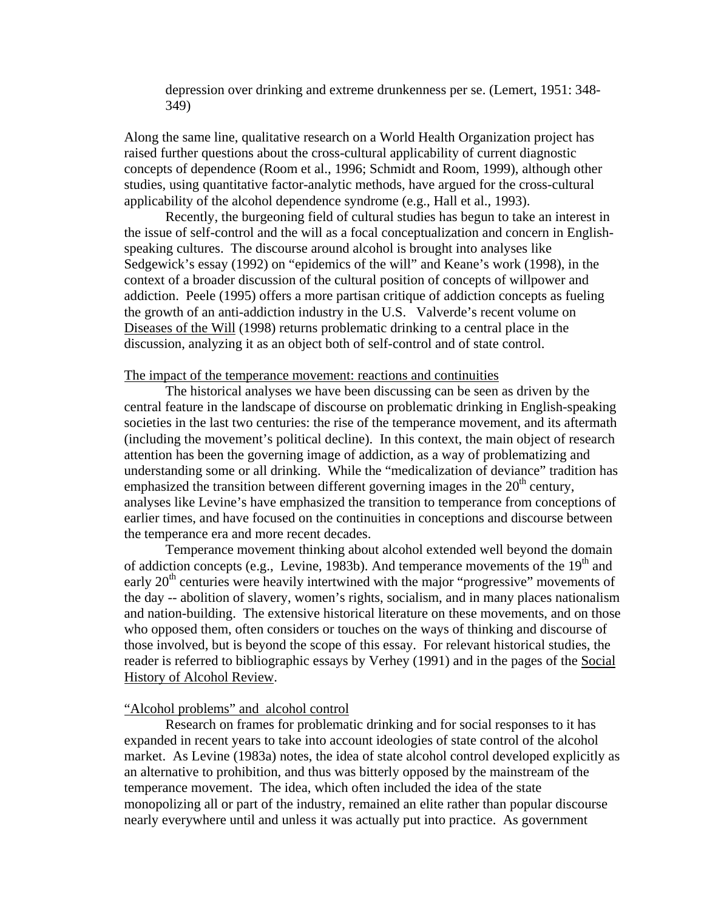> depression over drinking and extreme drunkenness per se. (Lemert, 1951: 348-349)

Along the same line, qualitative research on a World Health Organization project has raised further questions about the cross-cultural applicability of current diagnostic concepts of dependence (Room et al., 1996; Schmidt and Room, 1999), although other studies, using quantitative factor-analytic methods, have argued for the cross-cultural applicability of the alcohol dependence syndrome (e.g., Hall et al., 1993).

Recently, the burgeoning field of cultural studies has begun to take an interest in the issue of self-control and the will as a focal conceptualization and concern in English-speaking cultures. The discourse around alcohol is brought into analyses like Sedgewick's essay (1992) on "epidemics of the will" and Keane's work (1998), in the context of a broader discussion of the cultural position of concepts of willpower and addiction. Peele (1995) offers a more partisan critique of addiction concepts as fueling the growth of an anti-addiction industry in the U.S. Valverde's recent volume on Diseases of the Will (1998) returns problematic drinking to a central place in the discussion, analyzing it as an object both of self-control and of state control.

## The impact of the temperance movement: reactions and continuities

The historical analyses we have been discussing can be seen as driven by the central feature in the landscape of discourse on problematic drinking in English-speaking societies in the last two centuries: the rise of the temperance movement, and its aftermath (including the movement's political decline). In this context, the main object of research attention has been the governing image of addiction, as a way of problematizing and understanding some or all drinking. While the "medicalization of deviance" tradition has emphasized the transition between different governing images in the 20th century, analyses like Levine's have emphasized the transition to temperance from conceptions of earlier times, and have focused on the continuities in conceptions and discourse between the temperance era and more recent decades.

Temperance movement thinking about alcohol extended well beyond the domain of addiction concepts (e.g., Levine, 1983b). And temperance movements of the 19th and early 20th centuries were heavily intertwined with the major "progressive" movements of the day -- abolition of slavery, women's rights, socialism, and in many places nationalism and nation-building. The extensive historical literature on these movements, and on those who opposed them, often considers or touches on the ways of thinking and discourse of those involved, but is beyond the scope of this essay. For relevant historical studies, the reader is referred to bibliographic essays by Verhey (1991) and in the pages of the Social History of Alcohol Review.

## "Alcohol problems" and alcohol control

Research on frames for problematic drinking and for social responses to it has expanded in recent years to take into account ideologies of state control of the alcohol market. As Levine (1983a) notes, the idea of state alcohol control developed explicitly as an alternative to prohibition, and thus was bitterly opposed by the mainstream of the temperance movement. The idea, which often included the idea of the state monopolizing all or part of the industry, remained an elite rather than popular discourse nearly everywhere until and unless it was actually put into practice. As government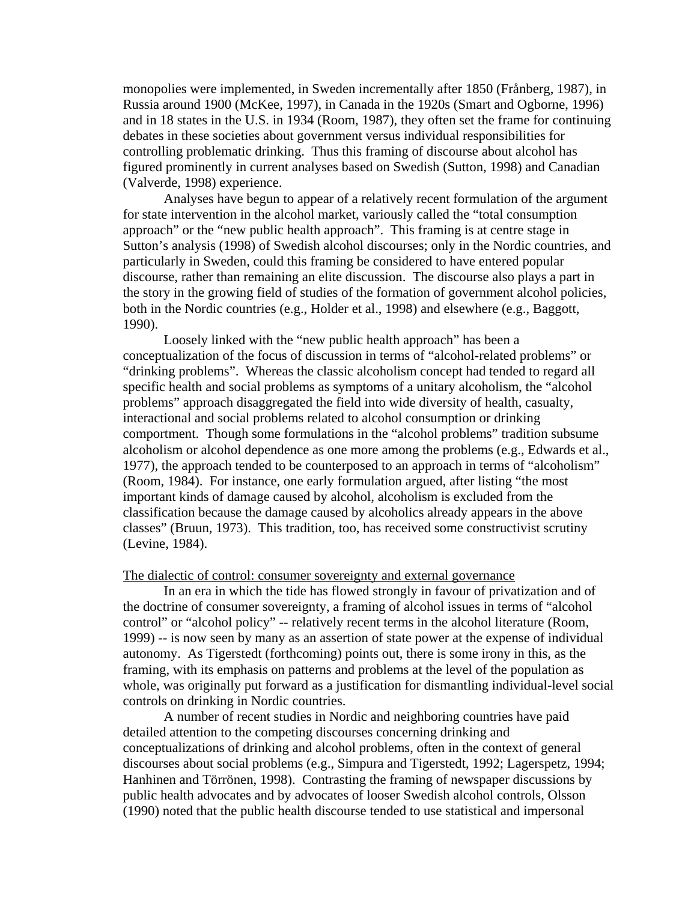monopolies were implemented, in Sweden incrementally after 1850 (Frånberg, 1987), in Russia around 1900 (McKee, 1997), in Canada in the 1920s (Smart and Ogborne, 1996) and in 18 states in the U.S. in 1934 (Room, 1987), they often set the frame for continuing debates in these societies about government versus individual responsibilities for controlling problematic drinking. Thus this framing of discourse about alcohol has figured prominently in current analyses based on Swedish (Sutton, 1998) and Canadian (Valverde, 1998) experience.

Analyses have begun to appear of a relatively recent formulation of the argument for state intervention in the alcohol market, variously called the "total consumption approach" or the "new public health approach". This framing is at centre stage in Sutton's analysis (1998) of Swedish alcohol discourses; only in the Nordic countries, and particularly in Sweden, could this framing be considered to have entered popular discourse, rather than remaining an elite discussion. The discourse also plays a part in the story in the growing field of studies of the formation of government alcohol policies, both in the Nordic countries (e.g., Holder et al., 1998) and elsewhere (e.g., Baggott, 1990).

Loosely linked with the "new public health approach" has been a conceptualization of the focus of discussion in terms of "alcohol-related problems" or "drinking problems". Whereas the classic alcoholism concept had tended to regard all specific health and social problems as symptoms of a unitary alcoholism, the "alcohol problems" approach disaggregated the field into wide diversity of health, casualty, interactional and social problems related to alcohol consumption or drinking comportment. Though some formulations in the "alcohol problems" tradition subsume alcoholism or alcohol dependence as one more among the problems (e.g., Edwards et al., 1977), the approach tended to be counterposed to an approach in terms of "alcoholism" (Room, 1984). For instance, one early formulation argued, after listing "the most important kinds of damage caused by alcohol, alcoholism is excluded from the classification because the damage caused by alcoholics already appears in the above classes" (Bruun, 1973). This tradition, too, has received some constructivist scrutiny (Levine, 1984).

<u>The dialectic of control: consumer sovereignty and external governance</u>

In an era in which the tide has flowed strongly in favour of privatization and of the doctrine of consumer sovereignty, a framing of alcohol issues in terms of "alcohol control" or "alcohol policy" -- relatively recent terms in the alcohol literature (Room, 1999) -- is now seen by many as an assertion of state power at the expense of individual autonomy. As Tigerstedt (forthcoming) points out, there is some irony in this, as the framing, with its emphasis on patterns and problems at the level of the population as whole, was originally put forward as a justification for dismantling individual-level social controls on drinking in Nordic countries.

A number of recent studies in Nordic and neighboring countries have paid detailed attention to the competing discourses concerning drinking and conceptualizations of drinking and alcohol problems, often in the context of general discourses about social problems (e.g., Simpura and Tigerstedt, 1992; Lagerspetz, 1994; Hanhinen and Törrönen, 1998). Contrasting the framing of newspaper discussions by public health advocates and by advocates of looser Swedish alcohol controls, Olsson (1990) noted that the public health discourse tended to use statistical and impersonal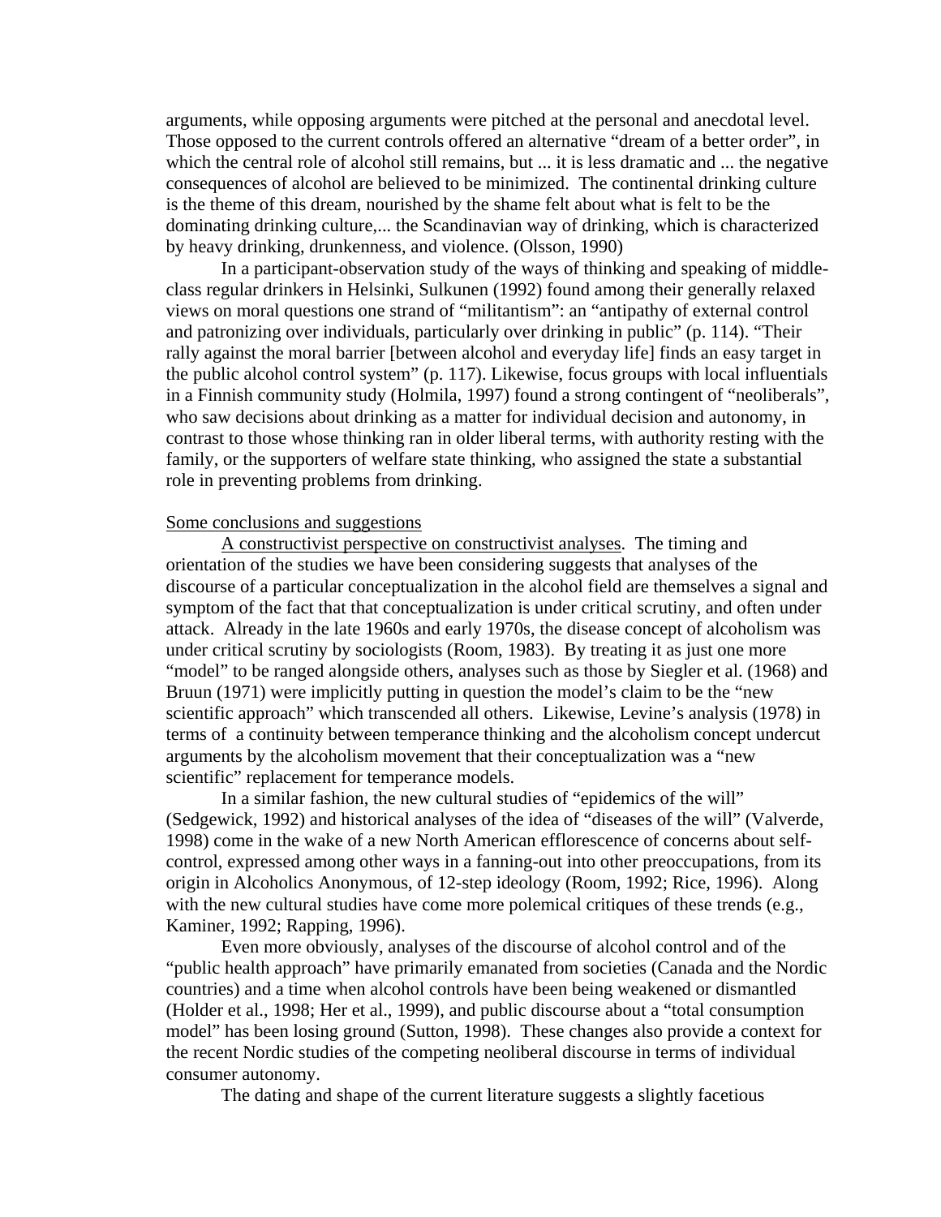arguments, while opposing arguments were pitched at the personal and anecdotal level. Those opposed to the current controls offered an alternative "dream of a better order", in which the central role of alcohol still remains, but ... it is less dramatic and ... the negative consequences of alcohol are believed to be minimized. The continental drinking culture is the theme of this dream, nourished by the shame felt about what is felt to be the dominating drinking culture,... the Scandinavian way of drinking, which is characterized by heavy drinking, drunkenness, and violence. (Olsson, 1990)

In a participant-observation study of the ways of thinking and speaking of middle-class regular drinkers in Helsinki, Sulkunen (1992) found among their generally relaxed views on moral questions one strand of "militantism": an "antipathy of external control and patronizing over individuals, particularly over drinking in public" (p. 114). "Their rally against the moral barrier [between alcohol and everyday life] finds an easy target in the public alcohol control system" (p. 117). Likewise, focus groups with local influentials in a Finnish community study (Holmila, 1997) found a strong contingent of "neoliberals", who saw decisions about drinking as a matter for individual decision and autonomy, in contrast to those whose thinking ran in older liberal terms, with authority resting with the family, or the supporters of welfare state thinking, who assigned the state a substantial role in preventing problems from drinking.

## Some conclusions and suggestions

A constructivist perspective on constructivist analyses. The timing and orientation of the studies we have been considering suggests that analyses of the discourse of a particular conceptualization in the alcohol field are themselves a signal and symptom of the fact that that conceptualization is under critical scrutiny, and often under attack. Already in the late 1960s and early 1970s, the disease concept of alcoholism was under critical scrutiny by sociologists (Room, 1983). By treating it as just one more "model" to be ranged alongside others, analyses such as those by Siegler et al. (1968) and Bruun (1971) were implicitly putting in question the model's claim to be the "new scientific approach" which transcended all others. Likewise, Levine's analysis (1978) in terms of a continuity between temperance thinking and the alcoholism concept undercut arguments by the alcoholism movement that their conceptualization was a "new scientific" replacement for temperance models.

In a similar fashion, the new cultural studies of "epidemics of the will" (Sedgewick, 1992) and historical analyses of the idea of "diseases of the will" (Valverde, 1998) come in the wake of a new North American efflorescence of concerns about self-control, expressed among other ways in a fanning-out into other preoccupations, from its origin in Alcoholics Anonymous, of 12-step ideology (Room, 1992; Rice, 1996). Along with the new cultural studies have come more polemical critiques of these trends (e.g., Kaminer, 1992; Rapping, 1996).

Even more obviously, analyses of the discourse of alcohol control and of the "public health approach" have primarily emanated from societies (Canada and the Nordic countries) and a time when alcohol controls have been being weakened or dismantled (Holder et al., 1998; Her et al., 1999), and public discourse about a "total consumption model" has been losing ground (Sutton, 1998). These changes also provide a context for the recent Nordic studies of the competing neoliberal discourse in terms of individual consumer autonomy.

The dating and shape of the current literature suggests a slightly facetious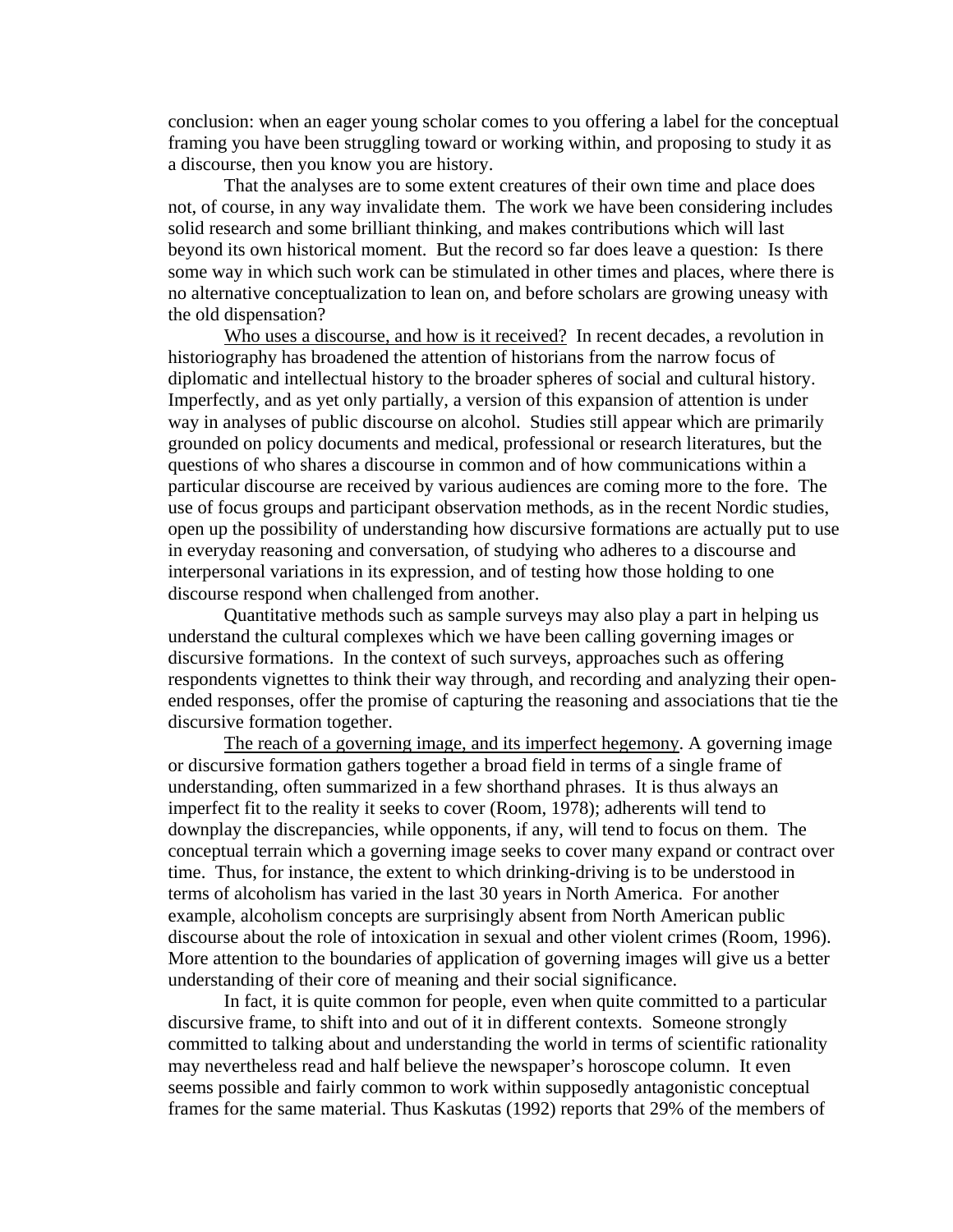conclusion: when an eager young scholar comes to you offering a label for the conceptual framing you have been struggling toward or working within, and proposing to study it as a discourse, then you know you are history.

That the analyses are to some extent creatures of their own time and place does not, of course, in any way invalidate them. The work we have been considering includes solid research and some brilliant thinking, and makes contributions which will last beyond its own historical moment. But the record so far does leave a question: Is there some way in which such work can be stimulated in other times and places, where there is no alternative conceptualization to lean on, and before scholars are growing uneasy with the old dispensation?

Who uses a discourse, and how is it received? In recent decades, a revolution in historiography has broadened the attention of historians from the narrow focus of diplomatic and intellectual history to the broader spheres of social and cultural history. Imperfectly, and as yet only partially, a version of this expansion of attention is under way in analyses of public discourse on alcohol. Studies still appear which are primarily grounded on policy documents and medical, professional or research literatures, but the questions of who shares a discourse in common and of how communications within a particular discourse are received by various audiences are coming more to the fore. The use of focus groups and participant observation methods, as in the recent Nordic studies, open up the possibility of understanding how discursive formations are actually put to use in everyday reasoning and conversation, of studying who adheres to a discourse and interpersonal variations in its expression, and of testing how those holding to one discourse respond when challenged from another.

Quantitative methods such as sample surveys may also play a part in helping us understand the cultural complexes which we have been calling governing images or discursive formations. In the context of such surveys, approaches such as offering respondents vignettes to think their way through, and recording and analyzing their open-ended responses, offer the promise of capturing the reasoning and associations that tie the discursive formation together.

The reach of a governing image, and its imperfect hegemony. A governing image or discursive formation gathers together a broad field in terms of a single frame of understanding, often summarized in a few shorthand phrases. It is thus always an imperfect fit to the reality it seeks to cover (Room, 1978); adherents will tend to downplay the discrepancies, while opponents, if any, will tend to focus on them. The conceptual terrain which a governing image seeks to cover many expand or contract over time. Thus, for instance, the extent to which drinking-driving is to be understood in terms of alcoholism has varied in the last 30 years in North America. For another example, alcoholism concepts are surprisingly absent from North American public discourse about the role of intoxication in sexual and other violent crimes (Room, 1996). More attention to the boundaries of application of governing images will give us a better understanding of their core of meaning and their social significance.

In fact, it is quite common for people, even when quite committed to a particular discursive frame, to shift into and out of it in different contexts. Someone strongly committed to talking about and understanding the world in terms of scientific rationality may nevertheless read and half believe the newspaper's horoscope column. It even seems possible and fairly common to work within supposedly antagonistic conceptual frames for the same material. Thus Kaskutas (1992) reports that 29% of the members of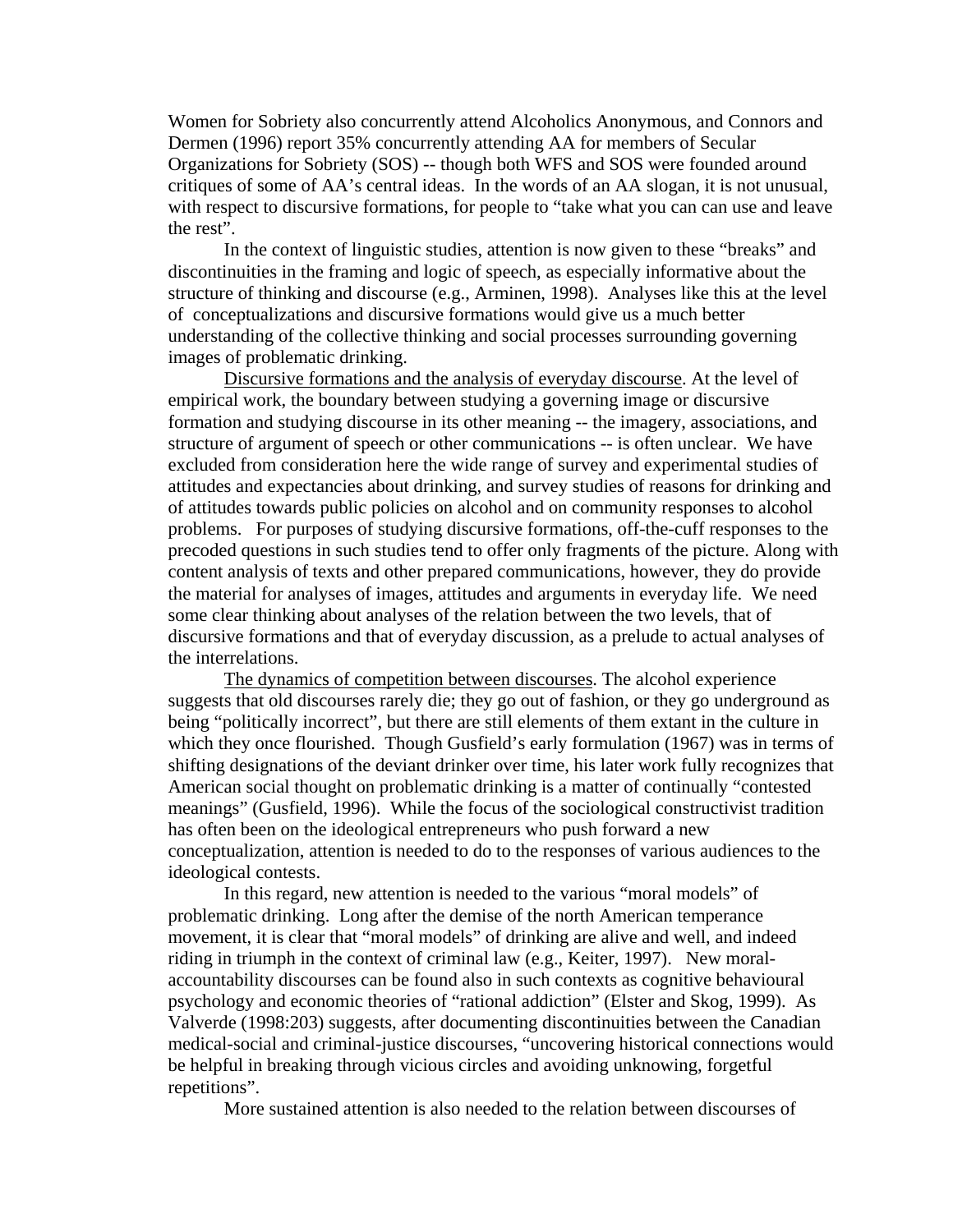Women for Sobriety also concurrently attend Alcoholics Anonymous, and Connors and Dermen (1996) report 35% concurrently attending AA for members of Secular Organizations for Sobriety (SOS) -- though both WFS and SOS were founded around critiques of some of AA's central ideas. In the words of an AA slogan, it is not unusual, with respect to discursive formations, for people to "take what you can can use and leave the rest".

In the context of linguistic studies, attention is now given to these "breaks" and discontinuities in the framing and logic of speech, as especially informative about the structure of thinking and discourse (e.g., Arminen, 1998). Analyses like this at the level of conceptualizations and discursive formations would give us a much better understanding of the collective thinking and social processes surrounding governing images of problematic drinking.

Discursive formations and the analysis of everyday discourse. At the level of empirical work, the boundary between studying a governing image or discursive formation and studying discourse in its other meaning -- the imagery, associations, and structure of argument of speech or other communications -- is often unclear. We have excluded from consideration here the wide range of survey and experimental studies of attitudes and expectancies about drinking, and survey studies of reasons for drinking and of attitudes towards public policies on alcohol and on community responses to alcohol problems. For purposes of studying discursive formations, off-the-cuff responses to the precoded questions in such studies tend to offer only fragments of the picture. Along with content analysis of texts and other prepared communications, however, they do provide the material for analyses of images, attitudes and arguments in everyday life. We need some clear thinking about analyses of the relation between the two levels, that of discursive formations and that of everyday discussion, as a prelude to actual analyses of the interrelations.

The dynamics of competition between discourses. The alcohol experience suggests that old discourses rarely die; they go out of fashion, or they go underground as being "politically incorrect", but there are still elements of them extant in the culture in which they once flourished. Though Gusfield's early formulation (1967) was in terms of shifting designations of the deviant drinker over time, his later work fully recognizes that American social thought on problematic drinking is a matter of continually "contested meanings" (Gusfield, 1996). While the focus of the sociological constructivist tradition has often been on the ideological entrepreneurs who push forward a new conceptualization, attention is needed to do to the responses of various audiences to the ideological contests.

In this regard, new attention is needed to the various "moral models" of problematic drinking. Long after the demise of the north American temperance movement, it is clear that "moral models" of drinking are alive and well, and indeed riding in triumph in the context of criminal law (e.g., Keiter, 1997). New moral-accountability discourses can be found also in such contexts as cognitive behavioural psychology and economic theories of "rational addiction" (Elster and Skog, 1999). As Valverde (1998:203) suggests, after documenting discontinuities between the Canadian medical-social and criminal-justice discourses, "uncovering historical connections would be helpful in breaking through vicious circles and avoiding unknowing, forgetful repetitions".

More sustained attention is also needed to the relation between discourses of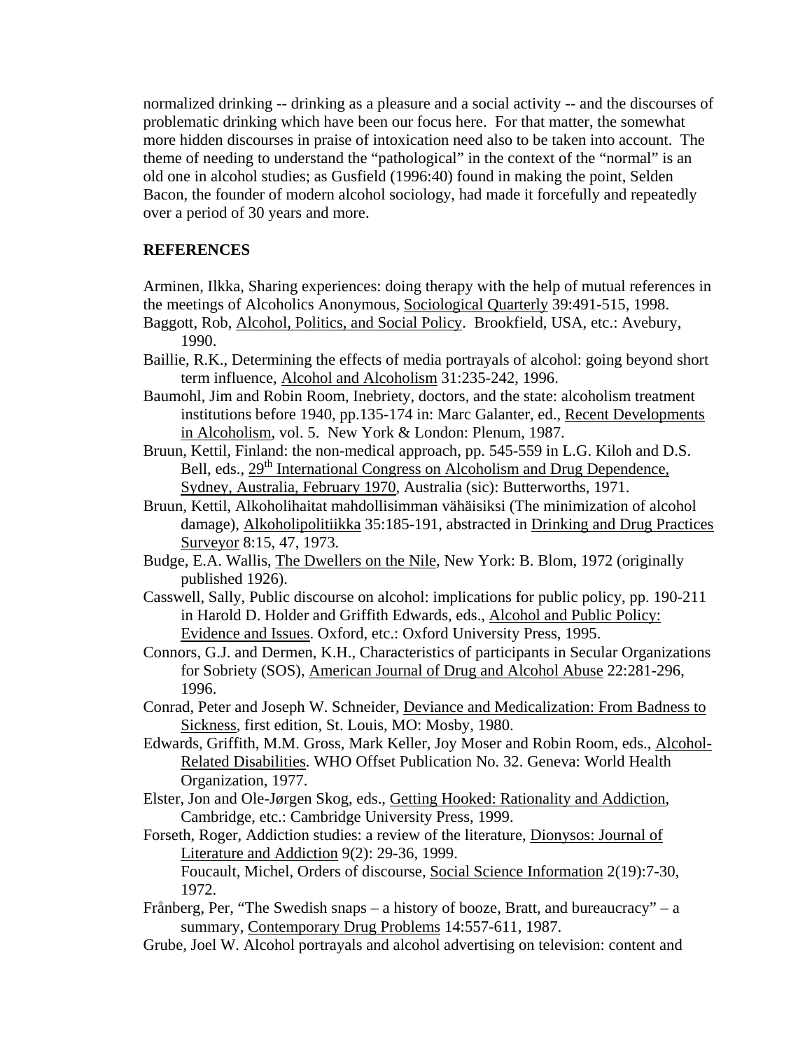normalized drinking -- drinking as a pleasure and a social activity -- and the discourses of problematic drinking which have been our focus here. For that matter, the somewhat more hidden discourses in praise of intoxication need also to be taken into account. The theme of needing to understand the "pathological" in the context of the "normal" is an old one in alcohol studies; as Gusfield (1996:40) found in making the point, Selden Bacon, the founder of modern alcohol sociology, had made it forcefully and repeatedly over a period of 30 years and more.

**REFERENCES**

Arminen, Ilkka, Sharing experiences: doing therapy with the help of mutual references in the meetings of Alcoholics Anonymous, Sociological Quarterly 39:491-515, 1998.

Baggott, Rob, Alcohol, Politics, and Social Policy. Brookfield, USA, etc.: Avebury, 1990.

Baillie, R.K., Determining the effects of media portrayals of alcohol: going beyond short term influence, Alcohol and Alcoholism 31:235-242, 1996.

Baumohl, Jim and Robin Room, Inebriety, doctors, and the state: alcoholism treatment institutions before 1940, pp.135-174 in: Marc Galanter, ed., Recent Developments in Alcoholism, vol. 5. New York & London: Plenum, 1987.

Bruun, Kettil, Finland: the non-medical approach, pp. 545-559 in L.G. Kiloh and D.S. Bell, eds., 29th International Congress on Alcoholism and Drug Dependence, Sydney, Australia, February 1970, Australia (sic): Butterworths, 1971.

Bruun, Kettil, Alkoholihaitat mahdollisimman vähäisiksi (The minimization of alcohol damage), Alkoholipolitiikka 35:185-191, abstracted in Drinking and Drug Practices Surveyor 8:15, 47, 1973.

Budge, E.A. Wallis, The Dwellers on the Nile, New York: B. Blom, 1972 (originally published 1926).

Casswell, Sally, Public discourse on alcohol: implications for public policy, pp. 190-211 in Harold D. Holder and Griffith Edwards, eds., Alcohol and Public Policy: Evidence and Issues. Oxford, etc.: Oxford University Press, 1995.

Connors, G.J. and Dermen, K.H., Characteristics of participants in Secular Organizations for Sobriety (SOS), American Journal of Drug and Alcohol Abuse 22:281-296, 1996.

Conrad, Peter and Joseph W. Schneider, Deviance and Medicalization: From Badness to Sickness, first edition, St. Louis, MO: Mosby, 1980.

Edwards, Griffith, M.M. Gross, Mark Keller, Joy Moser and Robin Room, eds., Alcohol-Related Disabilities. WHO Offset Publication No. 32. Geneva: World Health Organization, 1977.

Elster, Jon and Ole-Jørgen Skog, eds., Getting Hooked: Rationality and Addiction, Cambridge, etc.: Cambridge University Press, 1999.

Forseth, Roger, Addiction studies: a review of the literature, Dionysos: Journal of Literature and Addiction 9(2): 29-36, 1999.

Foucault, Michel, Orders of discourse, Social Science Information 2(19):7-30, 1972.

Frånberg, Per, "The Swedish snaps – a history of booze, Bratt, and bureaucracy" – a summary, Contemporary Drug Problems 14:557-611, 1987.

Grube, Joel W. Alcohol portrayals and alcohol advertising on television: content and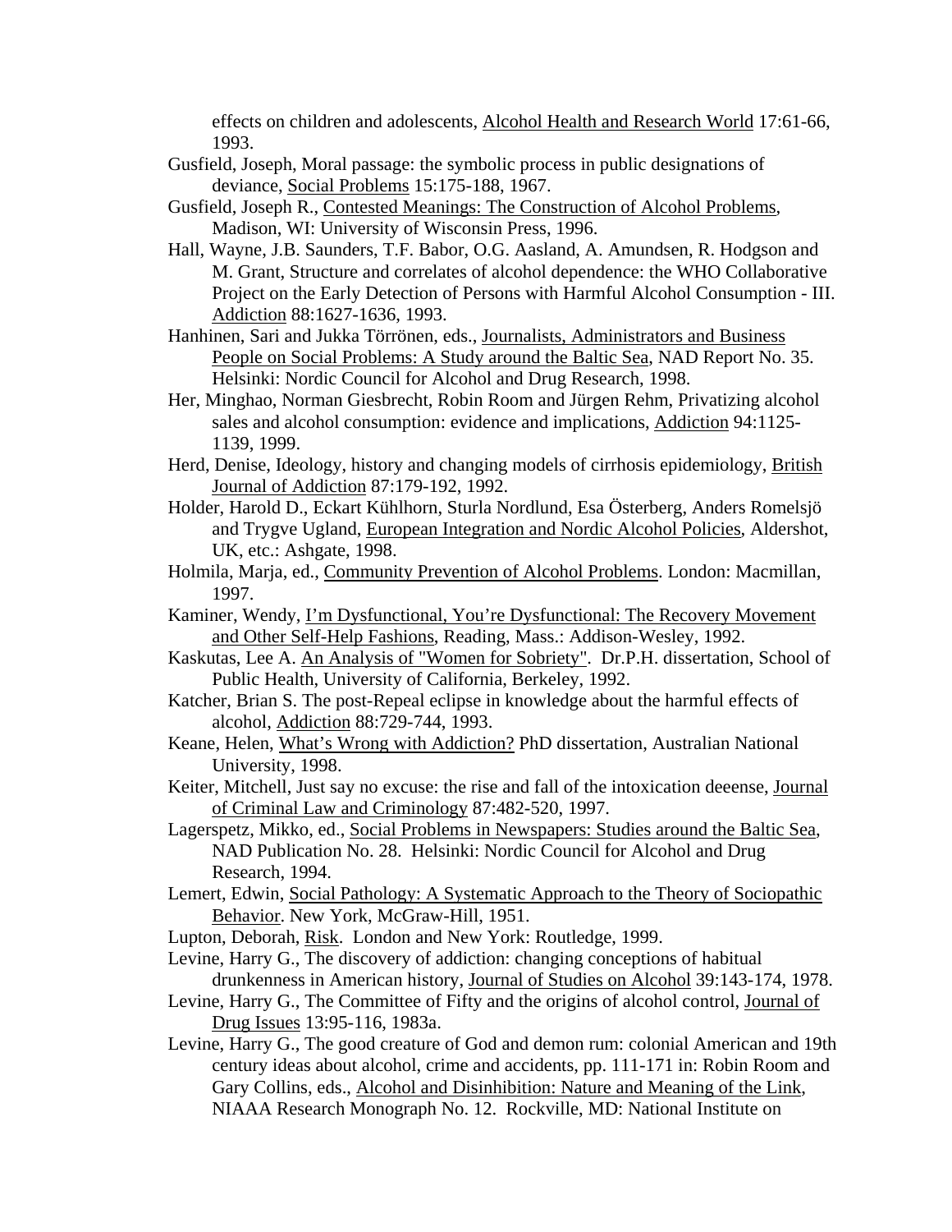effects on children and adolescents, Alcohol Health and Research World 17:61-66, 1993.

Gusfield, Joseph, Moral passage: the symbolic process in public designations of deviance, Social Problems 15:175-188, 1967.

Gusfield, Joseph R., Contested Meanings: The Construction of Alcohol Problems, Madison, WI: University of Wisconsin Press, 1996.

Hall, Wayne, J.B. Saunders, T.F. Babor, O.G. Aasland, A. Amundsen, R. Hodgson and M. Grant, Structure and correlates of alcohol dependence: the WHO Collaborative Project on the Early Detection of Persons with Harmful Alcohol Consumption - III. Addiction 88:1627-1636, 1993.

Hanhinen, Sari and Jukka Törrönen, eds., Journalists, Administrators and Business People on Social Problems: A Study around the Baltic Sea, NAD Report No. 35. Helsinki: Nordic Council for Alcohol and Drug Research, 1998.

Her, Minghao, Norman Giesbrecht, Robin Room and Jürgen Rehm, Privatizing alcohol sales and alcohol consumption: evidence and implications, Addiction 94:1125-1139, 1999.

Herd, Denise, Ideology, history and changing models of cirrhosis epidemiology, British Journal of Addiction 87:179-192, 1992.

Holder, Harold D., Eckart Kühlhorn, Sturla Nordlund, Esa Österberg, Anders Romelsjö and Trygve Ugland, European Integration and Nordic Alcohol Policies, Aldershot, UK, etc.: Ashgate, 1998.

Holmila, Marja, ed., Community Prevention of Alcohol Problems. London: Macmillan, 1997.

Kaminer, Wendy, I'm Dysfunctional, You're Dysfunctional: The Recovery Movement and Other Self-Help Fashions, Reading, Mass.: Addison-Wesley, 1992.

Kaskutas, Lee A. An Analysis of "Women for Sobriety". Dr.P.H. dissertation, School of Public Health, University of California, Berkeley, 1992.

Katcher, Brian S. The post-Repeal eclipse in knowledge about the harmful effects of alcohol, Addiction 88:729-744, 1993.

Keane, Helen, What's Wrong with Addiction? PhD dissertation, Australian National University, 1998.

Keiter, Mitchell, Just say no excuse: the rise and fall of the intoxication deeense, Journal of Criminal Law and Criminology 87:482-520, 1997.

Lagerspetz, Mikko, ed., Social Problems in Newspapers: Studies around the Baltic Sea, NAD Publication No. 28. Helsinki: Nordic Council for Alcohol and Drug Research, 1994.

Lemert, Edwin, Social Pathology: A Systematic Approach to the Theory of Sociopathic Behavior. New York, McGraw-Hill, 1951.

Lupton, Deborah, Risk. London and New York: Routledge, 1999.

Levine, Harry G., The discovery of addiction: changing conceptions of habitual drunkenness in American history, Journal of Studies on Alcohol 39:143-174, 1978.

Levine, Harry G., The Committee of Fifty and the origins of alcohol control, Journal of Drug Issues 13:95-116, 1983a.

Levine, Harry G., The good creature of God and demon rum: colonial American and 19th century ideas about alcohol, crime and accidents, pp. 111-171 in: Robin Room and Gary Collins, eds., Alcohol and Disinhibition: Nature and Meaning of the Link, NIAAA Research Monograph No. 12. Rockville, MD: National Institute on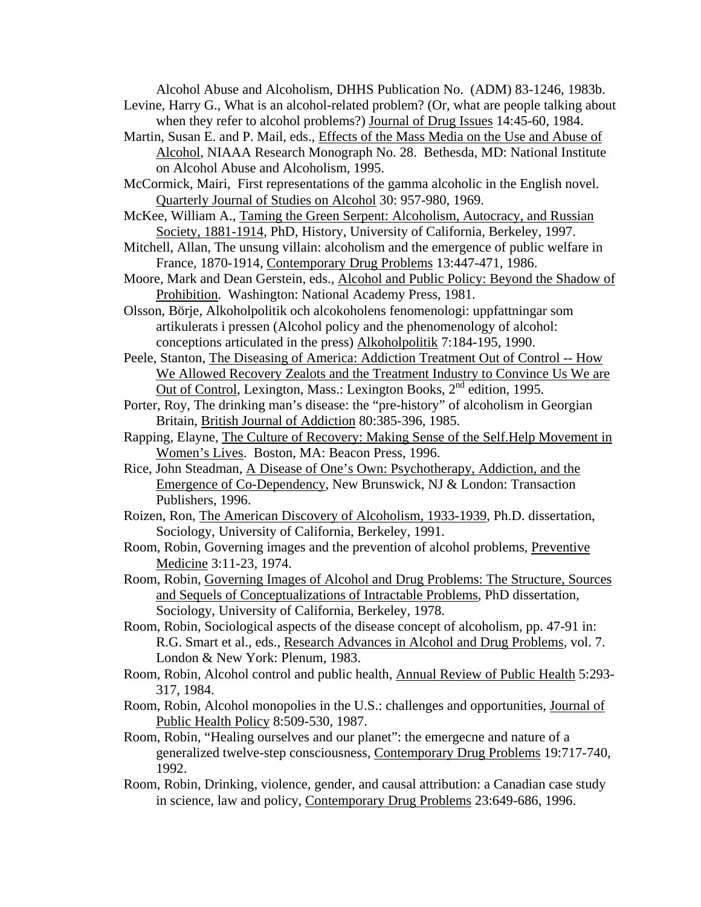Alcohol Abuse and Alcoholism, DHHS Publication No. (ADM) 83-1246, 1983b.

Levine, Harry G., What is an alcohol-related problem? (Or, what are people talking about when they refer to alcohol problems?) Journal of Drug Issues 14:45-60, 1984.

Martin, Susan E. and P. Mail, eds., Effects of the Mass Media on the Use and Abuse of Alcohol, NIAAA Research Monograph No. 28. Bethesda, MD: National Institute on Alcohol Abuse and Alcoholism, 1995.

McCormick, Mairi, First representations of the gamma alcoholic in the English novel. Quarterly Journal of Studies on Alcohol 30: 957-980, 1969.

McKee, William A., Taming the Green Serpent: Alcoholism, Autocracy, and Russian Society, 1881-1914, PhD, History, University of California, Berkeley, 1997.

Mitchell, Allan, The unsung villain: alcoholism and the emergence of public welfare in France, 1870-1914, Contemporary Drug Problems 13:447-471, 1986.

Moore, Mark and Dean Gerstein, eds., Alcohol and Public Policy: Beyond the Shadow of Prohibition. Washington: National Academy Press, 1981.

Olsson, Börje, Alkoholpolitik och alcokoholens fenomenologi: uppfattningar som artikulerats i pressen (Alcohol policy and the phenomenology of alcohol: conceptions articulated in the press) Alkoholpolitik 7:184-195, 1990.

Peele, Stanton, The Diseasing of America: Addiction Treatment Out of Control -- How We Allowed Recovery Zealots and the Treatment Industry to Convince Us We are Out of Control, Lexington, Mass.: Lexington Books, 2nd edition, 1995.

Porter, Roy, The drinking man's disease: the "pre-history" of alcoholism in Georgian Britain, British Journal of Addiction 80:385-396, 1985.

Rapping, Elayne, The Culture of Recovery: Making Sense of the Self.Help Movement in Women's Lives. Boston, MA: Beacon Press, 1996.

Rice, John Steadman, A Disease of One's Own: Psychotherapy, Addiction, and the Emergence of Co-Dependency, New Brunswick, NJ & London: Transaction Publishers, 1996.

Roizen, Ron, The American Discovery of Alcoholism, 1933-1939, Ph.D. dissertation, Sociology, University of California, Berkeley, 1991.

Room, Robin, Governing images and the prevention of alcohol problems, Preventive Medicine 3:11-23, 1974.

Room, Robin, Governing Images of Alcohol and Drug Problems: The Structure, Sources and Sequels of Conceptualizations of Intractable Problems, PhD dissertation, Sociology, University of California, Berkeley, 1978.

Room, Robin, Sociological aspects of the disease concept of alcoholism, pp. 47-91 in: R.G. Smart et al., eds., Research Advances in Alcohol and Drug Problems, vol. 7. London & New York: Plenum, 1983.

Room, Robin, Alcohol control and public health, Annual Review of Public Health 5:293-317, 1984.

Room, Robin, Alcohol monopolies in the U.S.: challenges and opportunities, Journal of Public Health Policy 8:509-530, 1987.

Room, Robin, "Healing ourselves and our planet": the emergecne and nature of a generalized twelve-step consciousness, Contemporary Drug Problems 19:717-740, 1992.

Room, Robin, Drinking, violence, gender, and causal attribution: a Canadian case study in science, law and policy, Contemporary Drug Problems 23:649-686, 1996.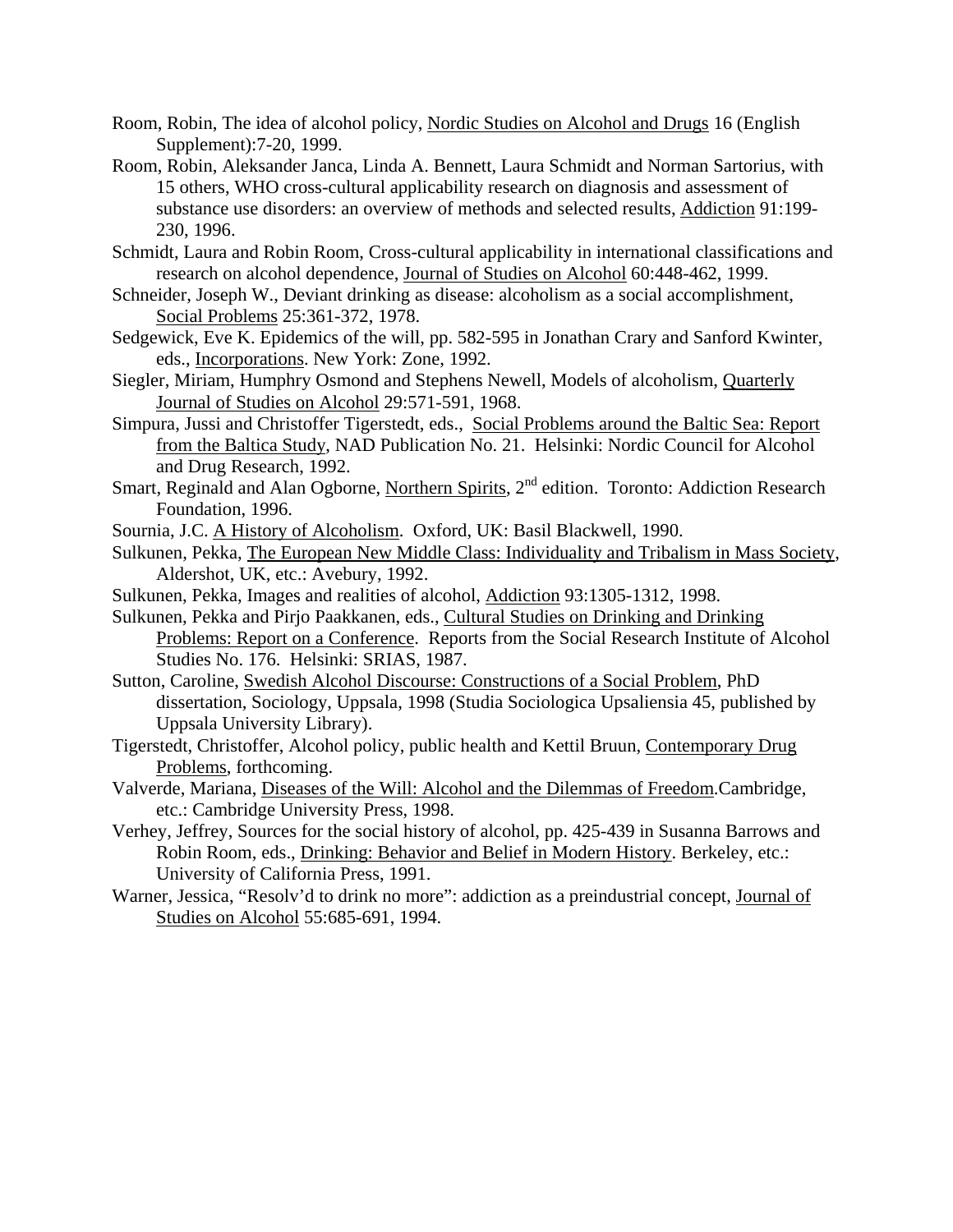Room, Robin, The idea of alcohol policy, Nordic Studies on Alcohol and Drugs 16 (English Supplement):7-20, 1999.

Room, Robin, Aleksander Janca, Linda A. Bennett, Laura Schmidt and Norman Sartorius, with 15 others, WHO cross-cultural applicability research on diagnosis and assessment of substance use disorders: an overview of methods and selected results, Addiction 91:199-230, 1996.

Schmidt, Laura and Robin Room, Cross-cultural applicability in international classifications and research on alcohol dependence, Journal of Studies on Alcohol 60:448-462, 1999.

Schneider, Joseph W., Deviant drinking as disease: alcoholism as a social accomplishment, Social Problems 25:361-372, 1978.

Sedgewick, Eve K. Epidemics of the will, pp. 582-595 in Jonathan Crary and Sanford Kwinter, eds., Incorporations. New York: Zone, 1992.

Siegler, Miriam, Humphry Osmond and Stephens Newell, Models of alcoholism, Quarterly Journal of Studies on Alcohol 29:571-591, 1968.

Simpura, Jussi and Christoffer Tigerstedt, eds., Social Problems around the Baltic Sea: Report from the Baltica Study, NAD Publication No. 21. Helsinki: Nordic Council for Alcohol and Drug Research, 1992.

Smart, Reginald and Alan Ogborne, Northern Spirits, 2nd edition. Toronto: Addiction Research Foundation, 1996.

Sournia, J.C. A History of Alcoholism. Oxford, UK: Basil Blackwell, 1990.

Sulkunen, Pekka, The European New Middle Class: Individuality and Tribalism in Mass Society, Aldershot, UK, etc.: Avebury, 1992.

Sulkunen, Pekka, Images and realities of alcohol, Addiction 93:1305-1312, 1998.

Sulkunen, Pekka and Pirjo Paakkanen, eds., Cultural Studies on Drinking and Drinking Problems: Report on a Conference. Reports from the Social Research Institute of Alcohol Studies No. 176. Helsinki: SRIAS, 1987.

Sutton, Caroline, Swedish Alcohol Discourse: Constructions of a Social Problem, PhD dissertation, Sociology, Uppsala, 1998 (Studia Sociologica Upsaliensia 45, published by Uppsala University Library).

Tigerstedt, Christoffer, Alcohol policy, public health and Kettil Bruun, Contemporary Drug Problems, forthcoming.

Valverde, Mariana, Diseases of the Will: Alcohol and the Dilemmas of Freedom.Cambridge, etc.: Cambridge University Press, 1998.

Verhey, Jeffrey, Sources for the social history of alcohol, pp. 425-439 in Susanna Barrows and Robin Room, eds., Drinking: Behavior and Belief in Modern History. Berkeley, etc.: University of California Press, 1991.

Warner, Jessica, "Resolv'd to drink no more": addiction as a preindustrial concept, Journal of Studies on Alcohol 55:685-691, 1994.